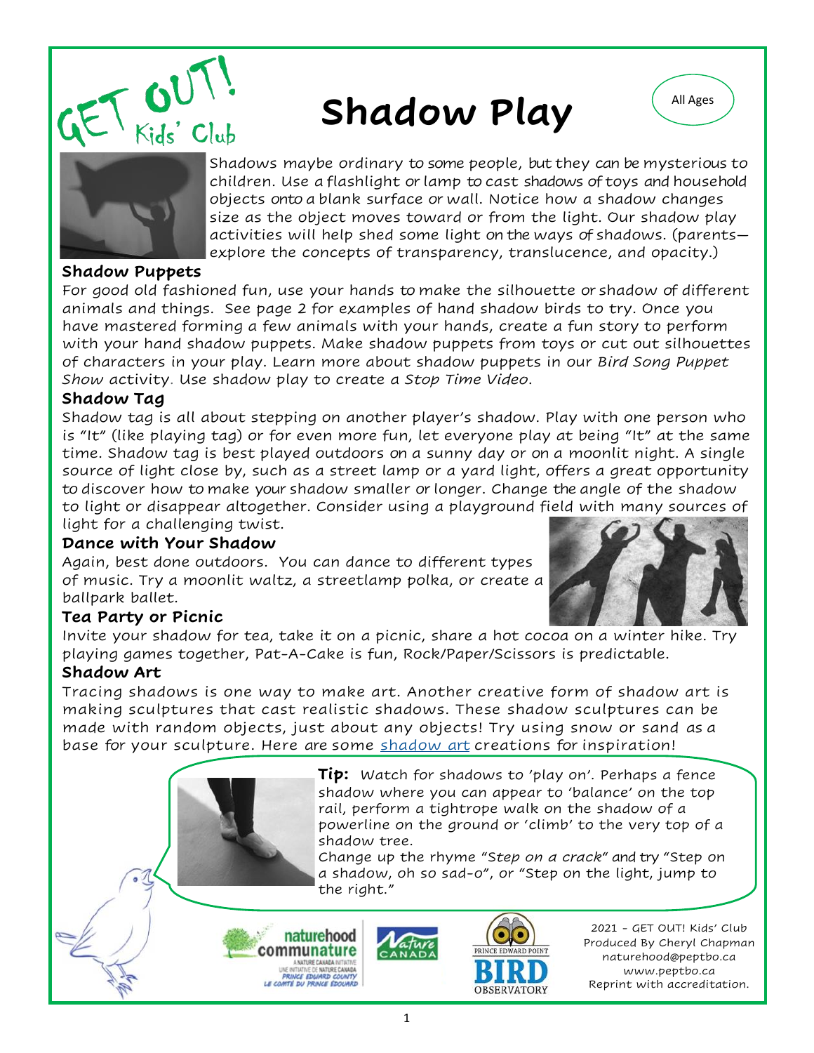GET OUT! Kids' Club

# Shadow Play

All Ages

Shadows maybe ordinary to some people, but they can be mysterious to children. Use a flashlight or lamp to cast shadows of toys and household objects onto a blank surface or wall. Notice how a shadow changes size as the object moves toward or from the light. Our shadow play activities will help shed some light on the ways of shadows. (parents—explore the concepts of transparency, translucence, and opacity.)

### Shadow Puppets

For good old fashioned fun, use your hands to make the silhouette or shadow of different animals and things. See page 2 for examples of hand shadow birds to try. Once you have mastered forming a few animals with your hands, create a fun story to perform with your hand shadow puppets. Make shadow puppets from toys or cut out silhouettes of characters in your play. Learn more about shadow puppets in our *Bird Song Puppet Show* activity. Use shadow play to create a *Stop Time Video*.

### Shadow Tag

Shadow tag is all about stepping on another player's shadow. Play with one person who is "It" (like playing tag) or for even more fun, let everyone play at being "It" at the same time. Shadow tag is best played outdoors on a sunny day or on a moonlit night. A single source of light close by, such as a street lamp or a yard light, offers a great opportunity to discover how to make your shadow smaller or longer. Change the angle of the shadow to light or disappear altogether. Consider using a playground field with many sources of light for a challenging twist.

### Dance with Your Shadow

Again, best done outdoors. You can dance to different types of music. Try a moonlit waltz, a streetlamp polka, or create a ballpark ballet.

### Tea Party or Picnic

Invite your shadow for tea, take it on a picnic, share a hot cocoa on a winter hike. Try playing games together, Pat-A-Cake is fun, Rock/Paper/Scissors is predictable.

### Shadow Art

Tracing shadows is one way to make art. Another creative form of shadow art is making sculptures that cast realistic shadows. These shadow sculptures can be made with random objects, just about any objects! Try using snow or sand as a base for your sculpture. Here are some shadow art creations for inspiration!

**Tip:** Watch for shadows to 'play on'. Perhaps a fence shadow where you can appear to 'balance' on the top rail, perform a tightrope walk on the shadow of a powerline on the ground or 'climb' to the very top of a shadow tree.
Change up the rhyme "*Step on a crack*" and try "Step on a shadow, oh so sad-o", or "Step on the light, jump to the right."

2021 - GET OUT! Kids' Club
Produced By Cheryl Chapman
naturehood@peptbo.ca
www.peptbo.ca
Reprint with accreditation.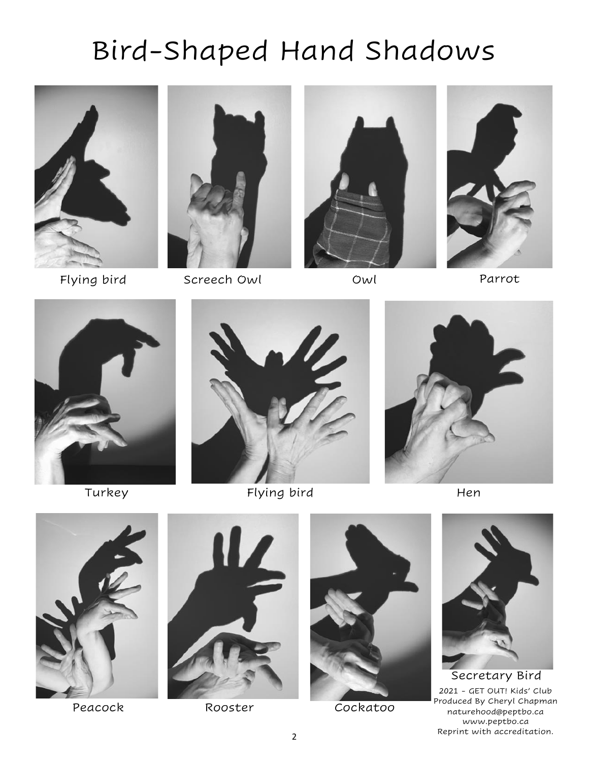# Bird-Shaped Hand Shadows

Flying bird

Screech Owl

Owl

Parrot

Turkey

Flying bird

Hen

Peacock

Rooster

Cockatoo

Secretary Bird

2021 – GET OUT! Kids' Club
Produced By Cheryl Chapman
naturehood@peptbo.ca
www.peptbo.ca
Reprint with accreditation.